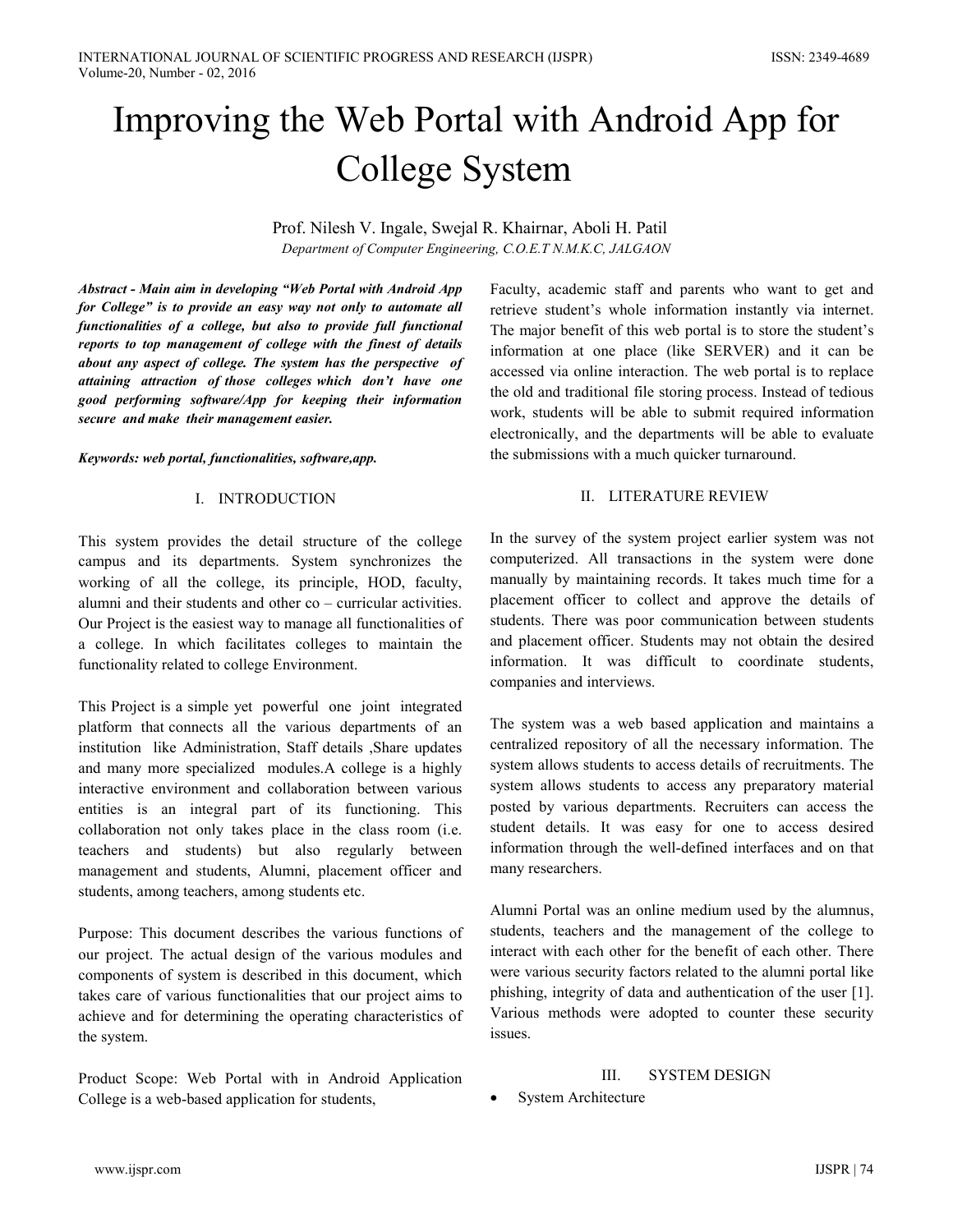# Improving the Web Portal with Android App for College System

Prof. Nilesh V. Ingale, Swejal R. Khairnar, Aboli H. Patil

*Department of Computer Engineering, C.O.E.T N.M.K.C, JALGAON*

***Abstract - Main aim in developing "Web Portal with Android App for College" is to provide an easy way not only to automate all functionalities of a college, but also to provide full functional reports to top management of college with the finest of details about any aspect of college. The system has the perspective of attaining attraction of those colleges which don't have one good performing software/App for keeping their information secure and make their management easier.***

***Keywords: web portal, functionalities, software,app.***

## I. INTRODUCTION

This system provides the detail structure of the college campus and its departments. System synchronizes the working of all the college, its principle, HOD, faculty, alumni and their students and other co – curricular activities. Our Project is the easiest way to manage all functionalities of a college. In which facilitates colleges to maintain the functionality related to college Environment.

This Project is a simple yet powerful one joint integrated platform that connects all the various departments of an institution like Administration, Staff details ,Share updates and many more specialized modules.A college is a highly interactive environment and collaboration between various entities is an integral part of its functioning. This collaboration not only takes place in the class room (i.e. teachers and students) but also regularly between management and students, Alumni, placement officer and students, among teachers, among students etc.

Purpose: This document describes the various functions of our project. The actual design of the various modules and components of system is described in this document, which takes care of various functionalities that our project aims to achieve and for determining the operating characteristics of the system.

Product Scope: Web Portal with in Android Application College is a web-based application for students, Faculty, academic staff and parents who want to get and retrieve student's whole information instantly via internet. The major benefit of this web portal is to store the student's information at one place (like SERVER) and it can be accessed via online interaction. The web portal is to replace the old and traditional file storing process. Instead of tedious work, students will be able to submit required information electronically, and the departments will be able to evaluate the submissions with a much quicker turnaround.

## II. LITERATURE REVIEW

In the survey of the system project earlier system was not computerized. All transactions in the system were done manually by maintaining records. It takes much time for a placement officer to collect and approve the details of students. There was poor communication between students and placement officer. Students may not obtain the desired information. It was difficult to coordinate students, companies and interviews.

The system was a web based application and maintains a centralized repository of all the necessary information. The system allows students to access details of recruitments. The system allows students to access any preparatory material posted by various departments. Recruiters can access the student details. It was easy for one to access desired information through the well-defined interfaces and on that many researchers.

Alumni Portal was an online medium used by the alumnus, students, teachers and the management of the college to interact with each other for the benefit of each other. There were various security factors related to the alumni portal like phishing, integrity of data and authentication of the user [1]. Various methods were adopted to counter these security issues.

## III. SYSTEM DESIGN

- System Architecture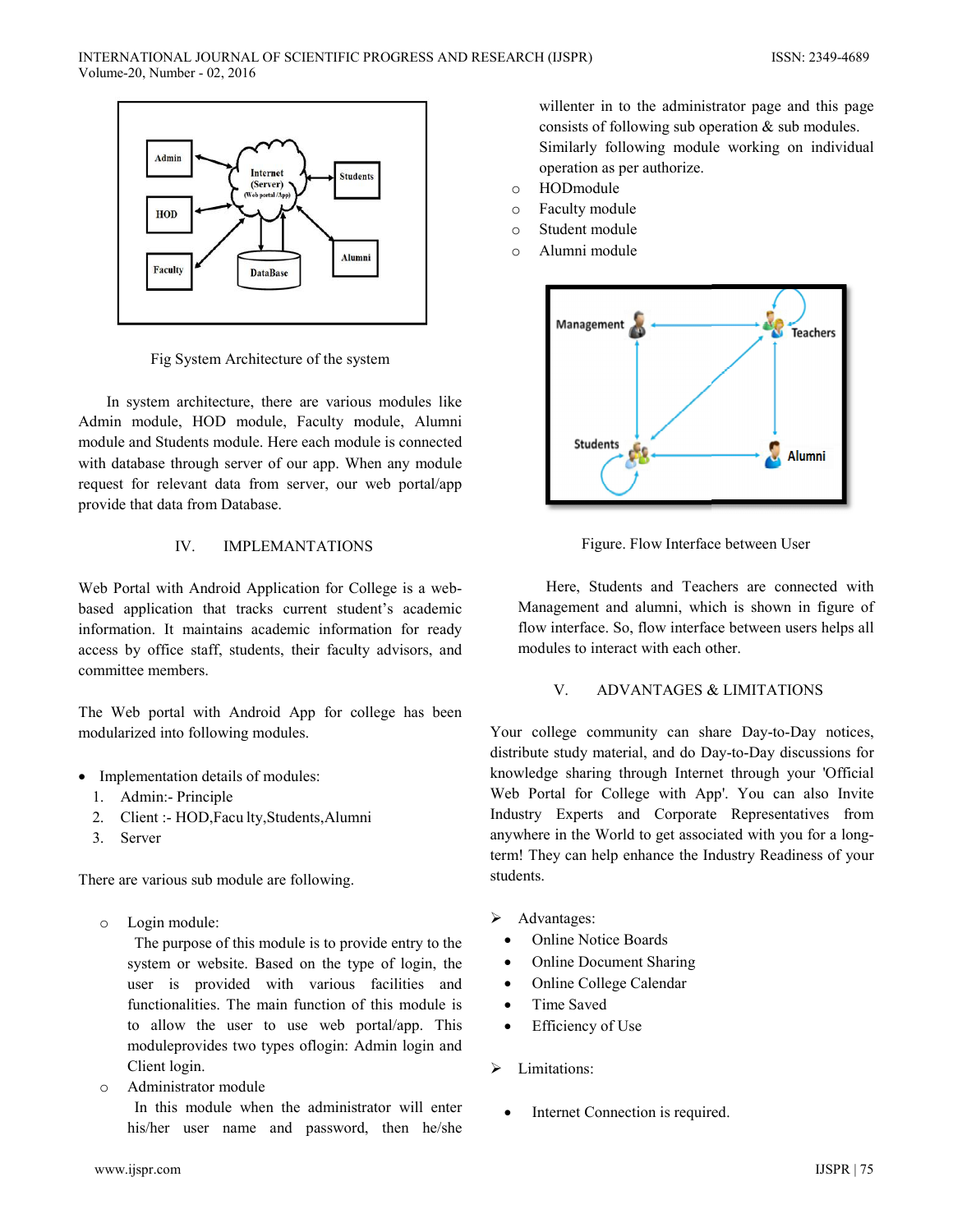Fig System Architecture of the system

In system architecture, there are various modules like Admin module, HOD module, Faculty module, Alumni module and Students module. Here each module is connected with database through server of our app. When any module request for relevant data from server, our web portal/app provide that data from Database.

## IV. IMPLEMANTATIONS

Web Portal with Android Application for College is a web-based application that tracks current student's academic information. It maintains academic information for ready access by office staff, students, their faculty advisors, and committee members.

The Web portal with Android App for college has been modularized into following modules.

- Implementation details of modules:
  1. Admin:- Principle
  2. Client :- HOD,Facu lty,Students,Alumni
  3. Server

There are various sub module are following.

- Login module:
  The purpose of this module is to provide entry to the system or website. Based on the type of login, the user is provided with various facilities and functionalities. The main function of this module is to allow the user to use web portal/app. This moduleprovides two types oflogin: Admin login and Client login.
- Administrator module
  In this module when the administrator will enter his/her user name and password, then he/she willenter in to the administrator page and this page consists of following sub operation & sub modules. Similarly following module working on individual operation as per authorize.
- HODmodule
- Faculty module
- Student module
- Alumni module

Figure. Flow Interface between User

Here, Students and Teachers are connected with Management and alumni, which is shown in figure of flow interface. So, flow interface between users helps all modules to interact with each other.

## V. ADVANTAGES & LIMITATIONS

Your college community can share Day-to-Day notices, distribute study material, and do Day-to-Day discussions for knowledge sharing through Internet through your 'Official Web Portal for College with App'. You can also Invite Industry Experts and Corporate Representatives from anywhere in the World to get associated with you for a long-term! They can help enhance the Industry Readiness of your students.

- Advantages:
  - Online Notice Boards
  - Online Document Sharing
  - Online College Calendar
  - Time Saved
  - Efficiency of Use
- Limitations:
  - Internet Connection is required.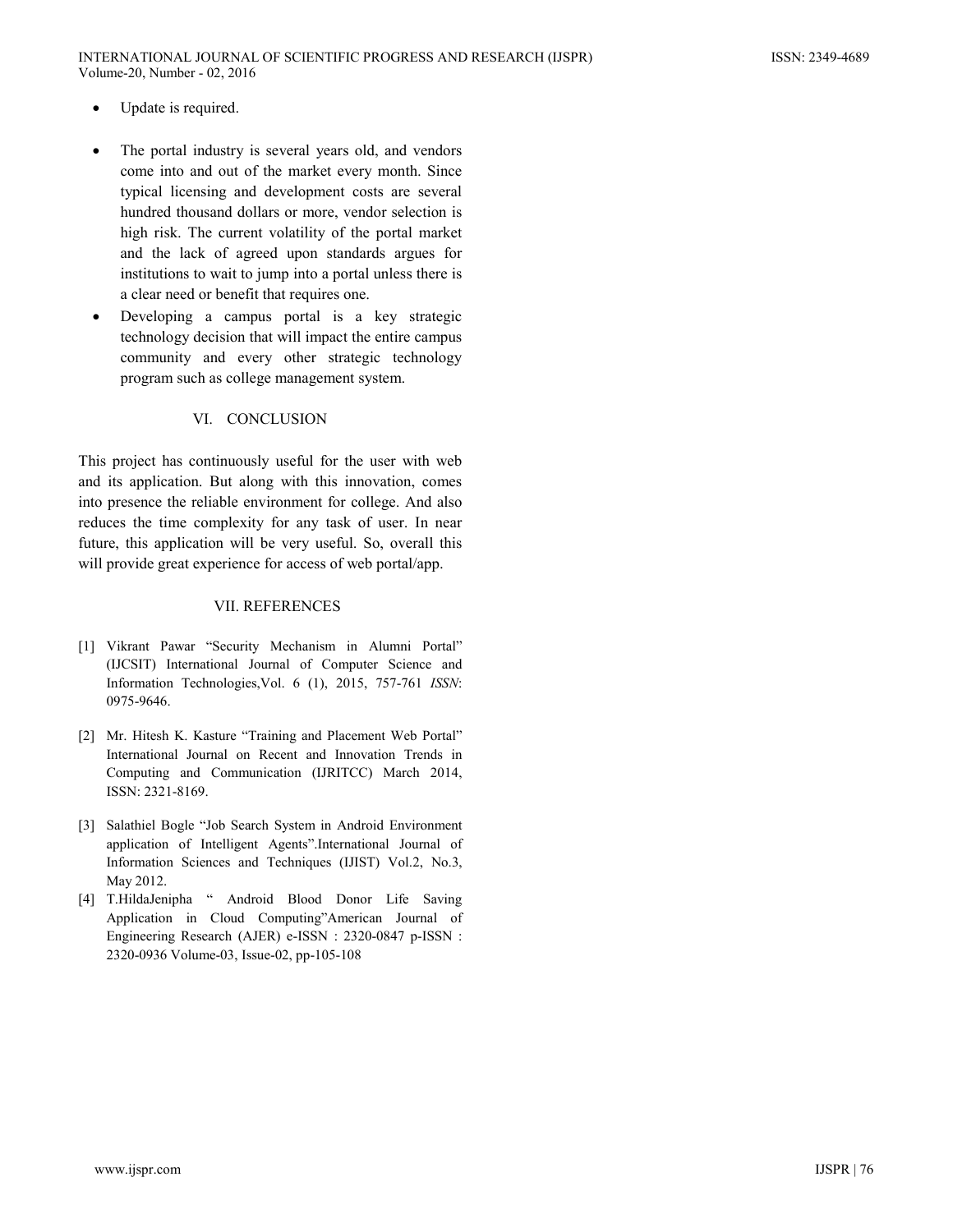- Update is required.

- The portal industry is several years old, and vendors come into and out of the market every month. Since typical licensing and development costs are several hundred thousand dollars or more, vendor selection is high risk. The current volatility of the portal market and the lack of agreed upon standards argues for institutions to wait to jump into a portal unless there is a clear need or benefit that requires one.
- Developing a campus portal is a key strategic technology decision that will impact the entire campus community and every other strategic technology program such as college management system.

## VI. CONCLUSION

This project has continuously useful for the user with web and its application. But along with this innovation, comes into presence the reliable environment for college. And also reduces the time complexity for any task of user. In near future, this application will be very useful. So, overall this will provide great experience for access of web portal/app.

## VII. REFERENCES

[1] Vikrant Pawar "Security Mechanism in Alumni Portal" (IJCSIT) International Journal of Computer Science and Information Technologies,Vol. 6 (1), 2015, 757-761 *ISSN*: 0975-9646.

[2] Mr. Hitesh K. Kasture "Training and Placement Web Portal" International Journal on Recent and Innovation Trends in Computing and Communication (IJRITCC) March 2014, ISSN: 2321-8169.

[3] Salathiel Bogle "Job Search System in Android Environment application of Intelligent Agents".International Journal of Information Sciences and Techniques (IJIST) Vol.2, No.3, May 2012.

[4] T.HildaJenipha " Android Blood Donor Life Saving Application in Cloud Computing"American Journal of Engineering Research (AJER) e-ISSN : 2320-0847 p-ISSN : 2320-0936 Volume-03, Issue-02, pp-105-108